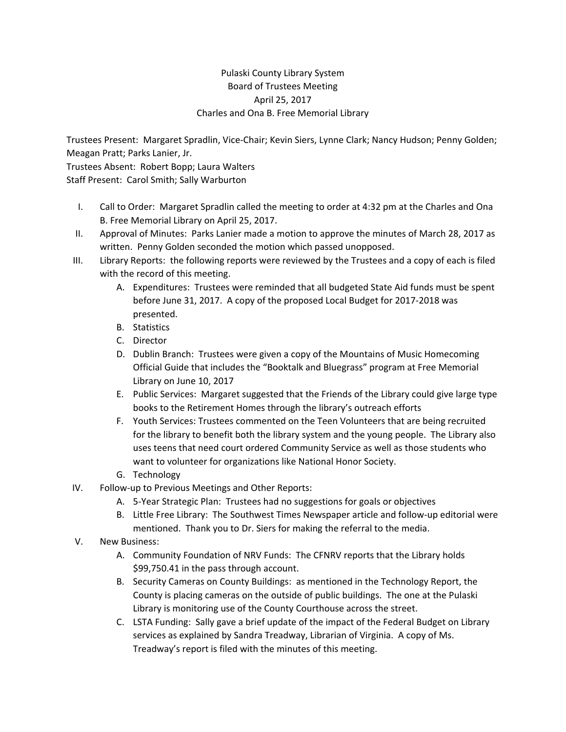Pulaski County Library System
Board of Trustees Meeting
April 25, 2017
Charles and Ona B. Free Memorial Library

Trustees Present: Margaret Spradlin, Vice-Chair; Kevin Siers, Lynne Clark; Nancy Hudson; Penny Golden; Meagan Pratt; Parks Lanier, Jr.
Trustees Absent: Robert Bopp; Laura Walters
Staff Present: Carol Smith; Sally Warburton

I. Call to Order: Margaret Spradlin called the meeting to order at 4:32 pm at the Charles and Ona B. Free Memorial Library on April 25, 2017.
II. Approval of Minutes: Parks Lanier made a motion to approve the minutes of March 28, 2017 as written. Penny Golden seconded the motion which passed unopposed.
III. Library Reports: the following reports were reviewed by the Trustees and a copy of each is filed with the record of this meeting.
   A. Expenditures: Trustees were reminded that all budgeted State Aid funds must be spent before June 31, 2017. A copy of the proposed Local Budget for 2017-2018 was presented.
   B. Statistics
   C. Director
   D. Dublin Branch: Trustees were given a copy of the Mountains of Music Homecoming Official Guide that includes the "Booktalk and Bluegrass" program at Free Memorial Library on June 10, 2017
   E. Public Services: Margaret suggested that the Friends of the Library could give large type books to the Retirement Homes through the library's outreach efforts
   F. Youth Services: Trustees commented on the Teen Volunteers that are being recruited for the library to benefit both the library system and the young people. The Library also uses teens that need court ordered Community Service as well as those students who want to volunteer for organizations like National Honor Society.
   G. Technology
IV. Follow-up to Previous Meetings and Other Reports:
   A. 5-Year Strategic Plan: Trustees had no suggestions for goals or objectives
   B. Little Free Library: The Southwest Times Newspaper article and follow-up editorial were mentioned. Thank you to Dr. Siers for making the referral to the media.
V. New Business:
   A. Community Foundation of NRV Funds: The CFNRV reports that the Library holds $99,750.41 in the pass through account.
   B. Security Cameras on County Buildings: as mentioned in the Technology Report, the County is placing cameras on the outside of public buildings. The one at the Pulaski Library is monitoring use of the County Courthouse across the street.
   C. LSTA Funding: Sally gave a brief update of the impact of the Federal Budget on Library services as explained by Sandra Treadway, Librarian of Virginia. A copy of Ms. Treadway's report is filed with the minutes of this meeting.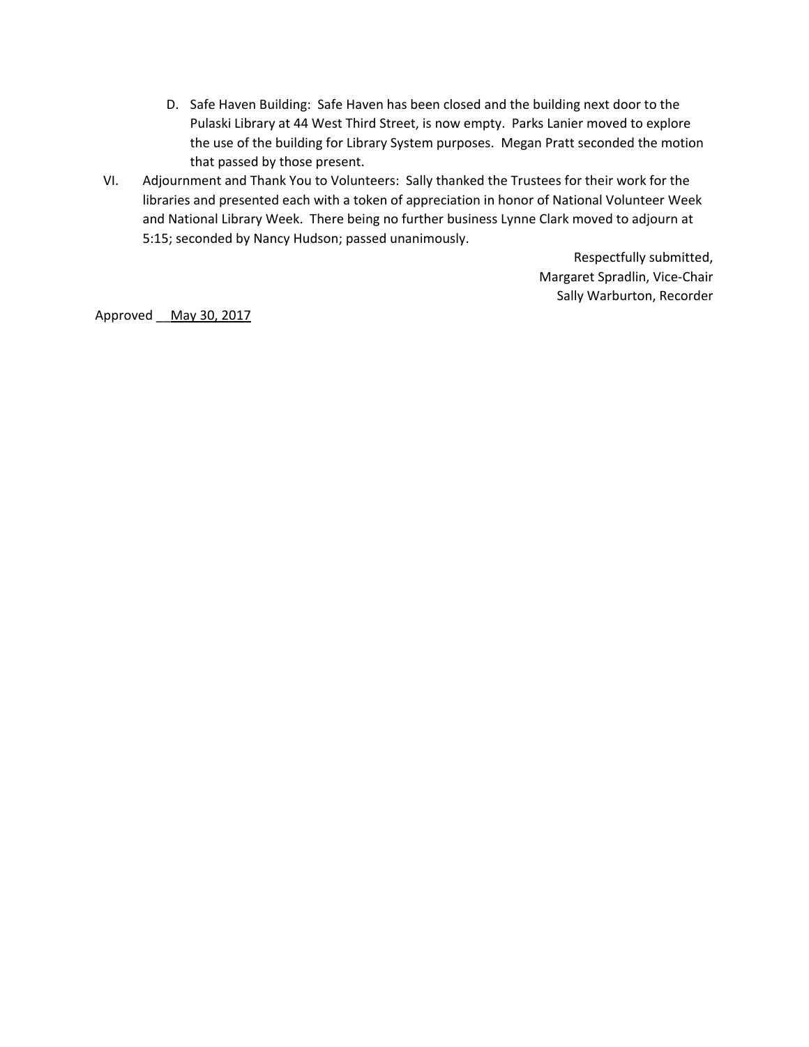D. Safe Haven Building: Safe Haven has been closed and the building next door to the Pulaski Library at 44 West Third Street, is now empty. Parks Lanier moved to explore the use of the building for Library System purposes. Megan Pratt seconded the motion that passed by those present.

VI. Adjournment and Thank You to Volunteers: Sally thanked the Trustees for their work for the libraries and presented each with a token of appreciation in honor of National Volunteer Week and National Library Week. There being no further business Lynne Clark moved to adjourn at 5:15; seconded by Nancy Hudson; passed unanimously.

Respectfully submitted,
Margaret Spradlin, Vice-Chair
Sally Warburton, Recorder

Approved May 30, 2017